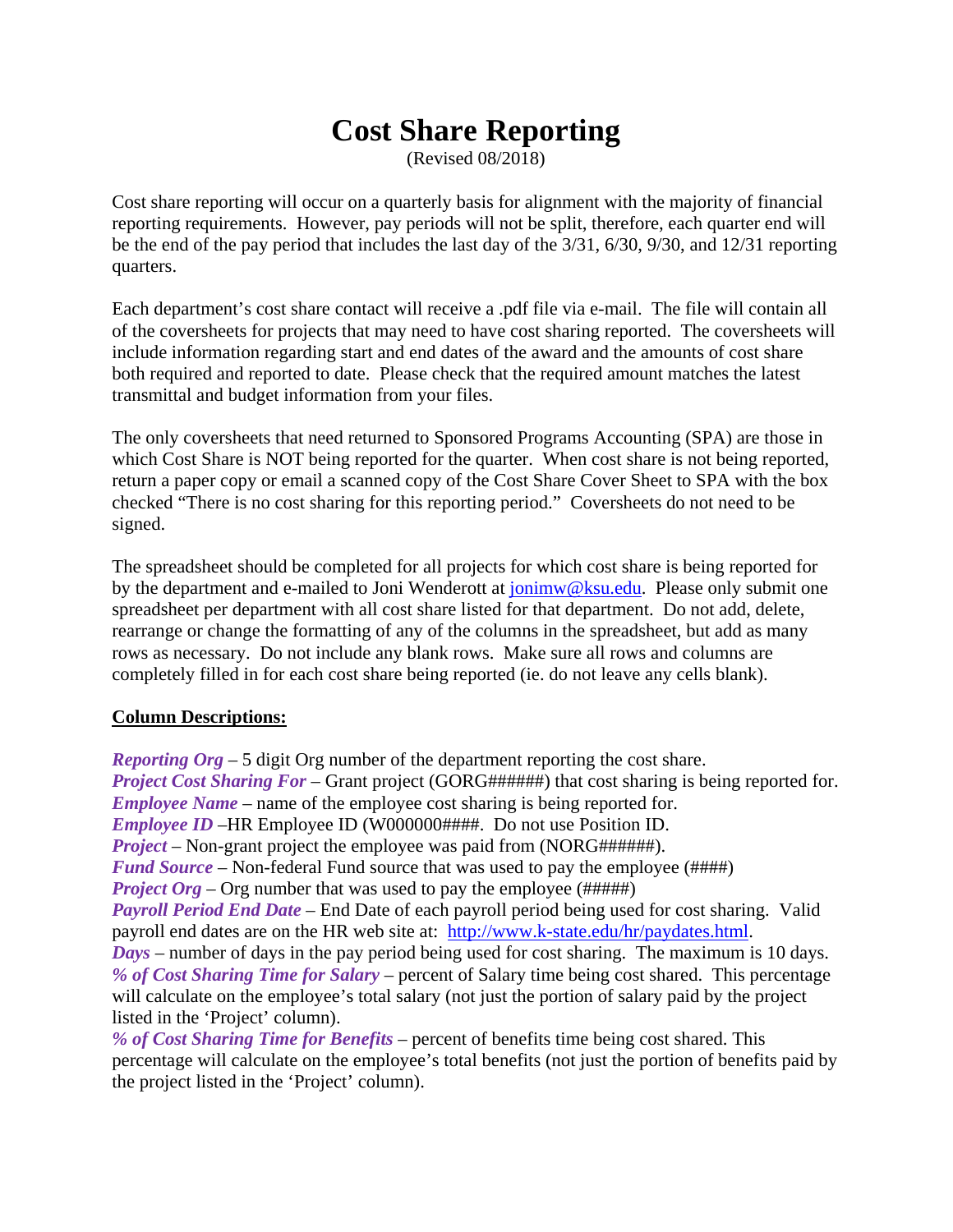# Cost Share Reporting

(Revised 08/2018)

Cost share reporting will occur on a quarterly basis for alignment with the majority of financial reporting requirements. However, pay periods will not be split, therefore, each quarter end will be the end of the pay period that includes the last day of the 3/31, 6/30, 9/30, and 12/31 reporting quarters.

Each department's cost share contact will receive a .pdf file via e-mail. The file will contain all of the coversheets for projects that may need to have cost sharing reported. The coversheets will include information regarding start and end dates of the award and the amounts of cost share both required and reported to date. Please check that the required amount matches the latest transmittal and budget information from your files.

The only coversheets that need returned to Sponsored Programs Accounting (SPA) are those in which Cost Share is NOT being reported for the quarter. When cost share is not being reported, return a paper copy or email a scanned copy of the Cost Share Cover Sheet to SPA with the box checked "There is no cost sharing for this reporting period." Coversheets do not need to be signed.

The spreadsheet should be completed for all projects for which cost share is being reported for by the department and e-mailed to Joni Wenderott at [jonimw@ksu.edu](mailto:jonimw@ksu.edu). Please only submit one spreadsheet per department with all cost share listed for that department. Do not add, delete, rearrange or change the formatting of any of the columns in the spreadsheet, but add as many rows as necessary. Do not include any blank rows. Make sure all rows and columns are completely filled in for each cost share being reported (ie. do not leave any cells blank).

**Column Descriptions:**

***Reporting Org*** – 5 digit Org number of the department reporting the cost share.
***Project Cost Sharing For*** – Grant project (GORG######) that cost sharing is being reported for.
***Employee Name*** – name of the employee cost sharing is being reported for.
***Employee ID*** –HR Employee ID (W000000####. Do not use Position ID.
***Project*** – Non-grant project the employee was paid from (NORG######).
***Fund Source*** – Non-federal Fund source that was used to pay the employee (####)
***Project Org*** – Org number that was used to pay the employee (#####)
***Payroll Period End Date*** – End Date of each payroll period being used for cost sharing. Valid payroll end dates are on the HR web site at: [http://www.k-state.edu/hr/paydates.html](http://www.k-state.edu/hr/paydates.html).
***Days*** – number of days in the pay period being used for cost sharing. The maximum is 10 days.
***% of Cost Sharing Time for Salary*** – percent of Salary time being cost shared. This percentage will calculate on the employee's total salary (not just the portion of salary paid by the project listed in the 'Project' column).
***% of Cost Sharing Time for Benefits*** – percent of benefits time being cost shared. This percentage will calculate on the employee's total benefits (not just the portion of benefits paid by the project listed in the 'Project' column).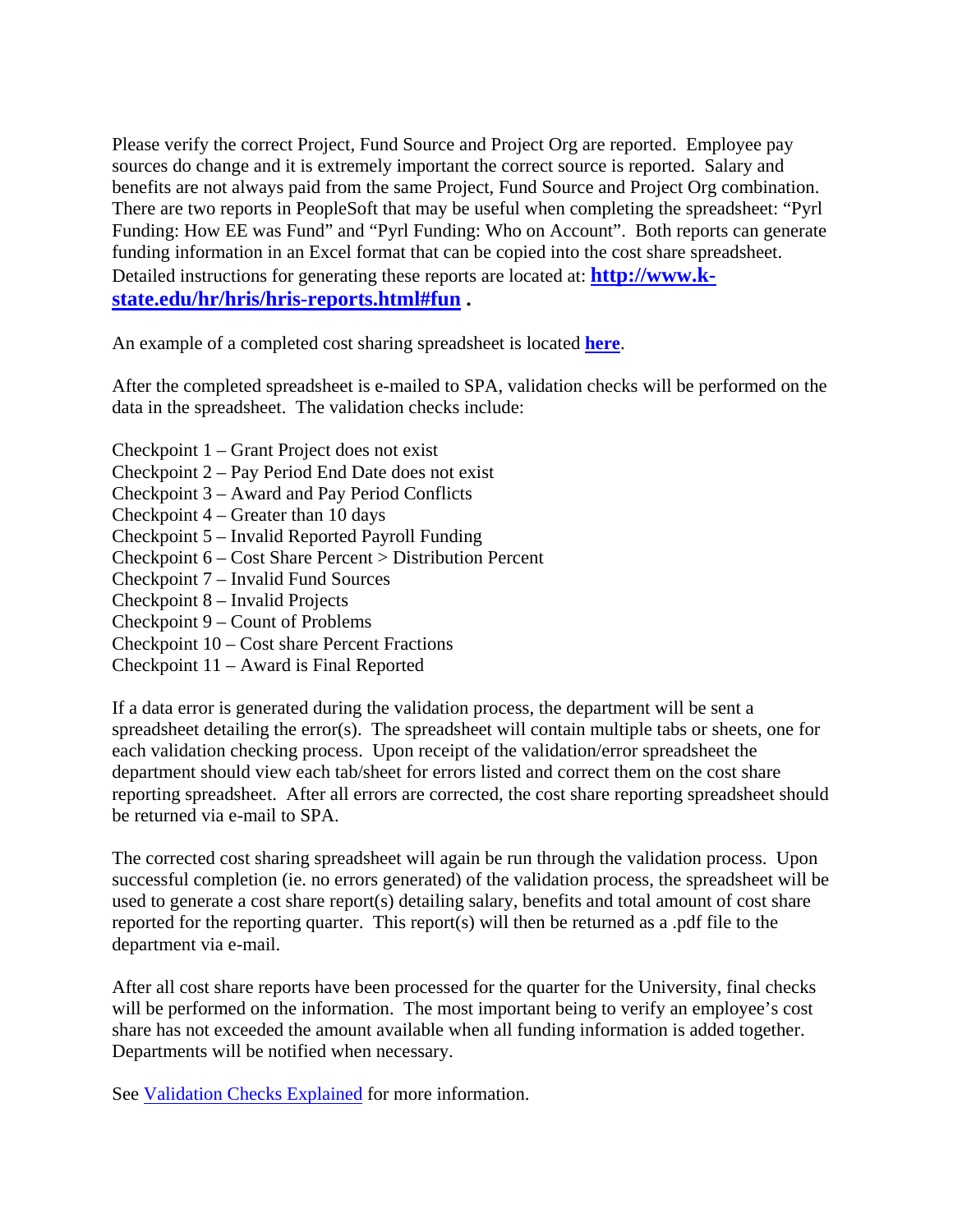Please verify the correct Project, Fund Source and Project Org are reported. Employee pay sources do change and it is extremely important the correct source is reported. Salary and benefits are not always paid from the same Project, Fund Source and Project Org combination. There are two reports in PeopleSoft that may be useful when completing the spreadsheet: "Pyrl Funding: How EE was Fund" and "Pyrl Funding: Who on Account". Both reports can generate funding information in an Excel format that can be copied into the cost share spreadsheet. Detailed instructions for generating these reports are located at: **http://www.k-state.edu/hr/hris/hris-reports.html#fun** .

An example of a completed cost sharing spreadsheet is located **here**.

After the completed spreadsheet is e-mailed to SPA, validation checks will be performed on the data in the spreadsheet. The validation checks include:

Checkpoint 1 – Grant Project does not exist
Checkpoint 2 – Pay Period End Date does not exist
Checkpoint 3 – Award and Pay Period Conflicts
Checkpoint 4 – Greater than 10 days
Checkpoint 5 – Invalid Reported Payroll Funding
Checkpoint 6 – Cost Share Percent > Distribution Percent
Checkpoint 7 – Invalid Fund Sources
Checkpoint 8 – Invalid Projects
Checkpoint 9 – Count of Problems
Checkpoint 10 – Cost share Percent Fractions
Checkpoint 11 – Award is Final Reported

If a data error is generated during the validation process, the department will be sent a spreadsheet detailing the error(s). The spreadsheet will contain multiple tabs or sheets, one for each validation checking process. Upon receipt of the validation/error spreadsheet the department should view each tab/sheet for errors listed and correct them on the cost share reporting spreadsheet. After all errors are corrected, the cost share reporting spreadsheet should be returned via e-mail to SPA.

The corrected cost sharing spreadsheet will again be run through the validation process. Upon successful completion (ie. no errors generated) of the validation process, the spreadsheet will be used to generate a cost share report(s) detailing salary, benefits and total amount of cost share reported for the reporting quarter. This report(s) will then be returned as a .pdf file to the department via e-mail.

After all cost share reports have been processed for the quarter for the University, final checks will be performed on the information. The most important being to verify an employee's cost share has not exceeded the amount available when all funding information is added together. Departments will be notified when necessary.

See Validation Checks Explained for more information.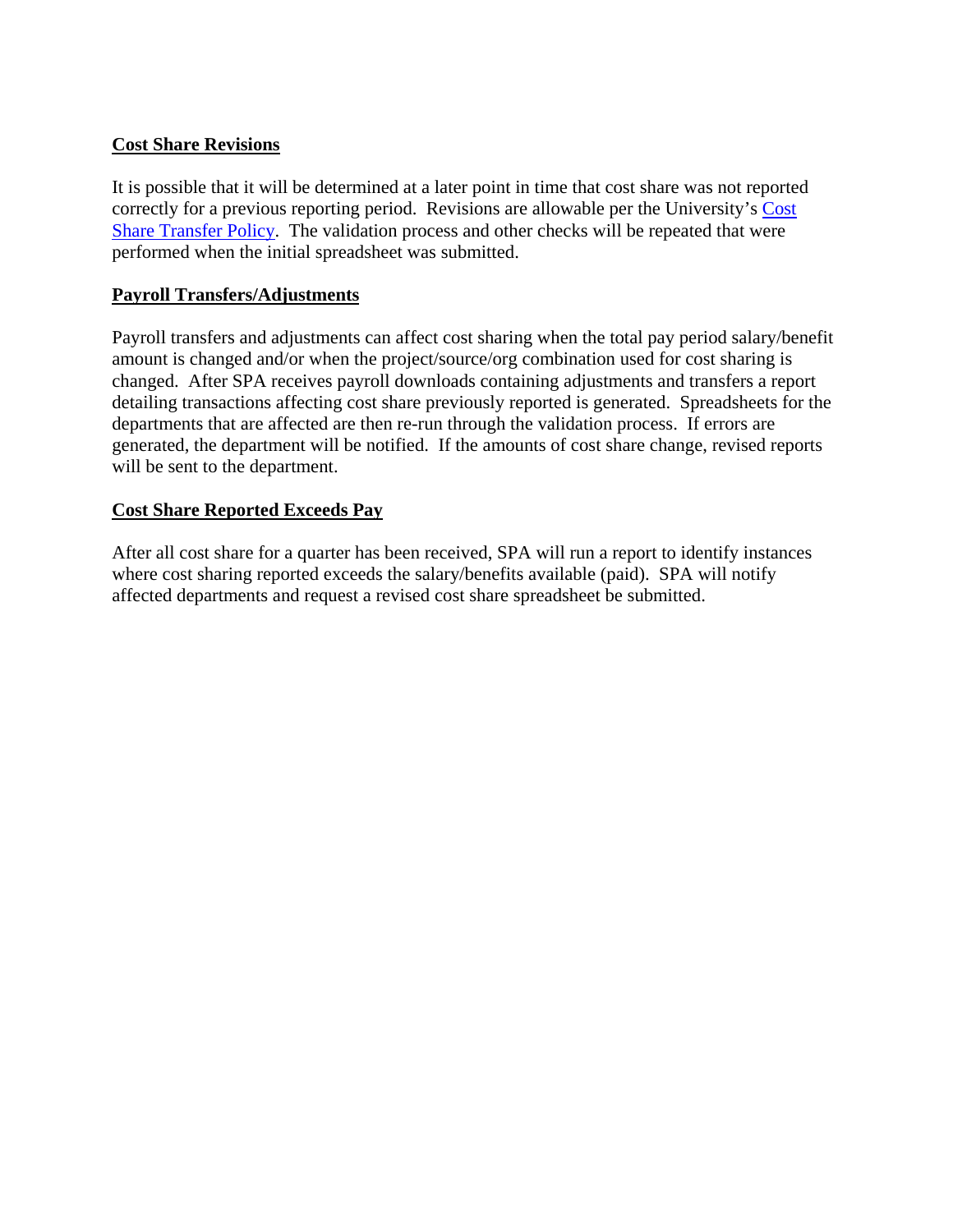## Cost Share Revisions

It is possible that it will be determined at a later point in time that cost share was not reported correctly for a previous reporting period. Revisions are allowable per the University's Cost Share Transfer Policy. The validation process and other checks will be repeated that were performed when the initial spreadsheet was submitted.

## Payroll Transfers/Adjustments

Payroll transfers and adjustments can affect cost sharing when the total pay period salary/benefit amount is changed and/or when the project/source/org combination used for cost sharing is changed. After SPA receives payroll downloads containing adjustments and transfers a report detailing transactions affecting cost share previously reported is generated. Spreadsheets for the departments that are affected are then re-run through the validation process. If errors are generated, the department will be notified. If the amounts of cost share change, revised reports will be sent to the department.

## Cost Share Reported Exceeds Pay

After all cost share for a quarter has been received, SPA will run a report to identify instances where cost sharing reported exceeds the salary/benefits available (paid). SPA will notify affected departments and request a revised cost share spreadsheet be submitted.